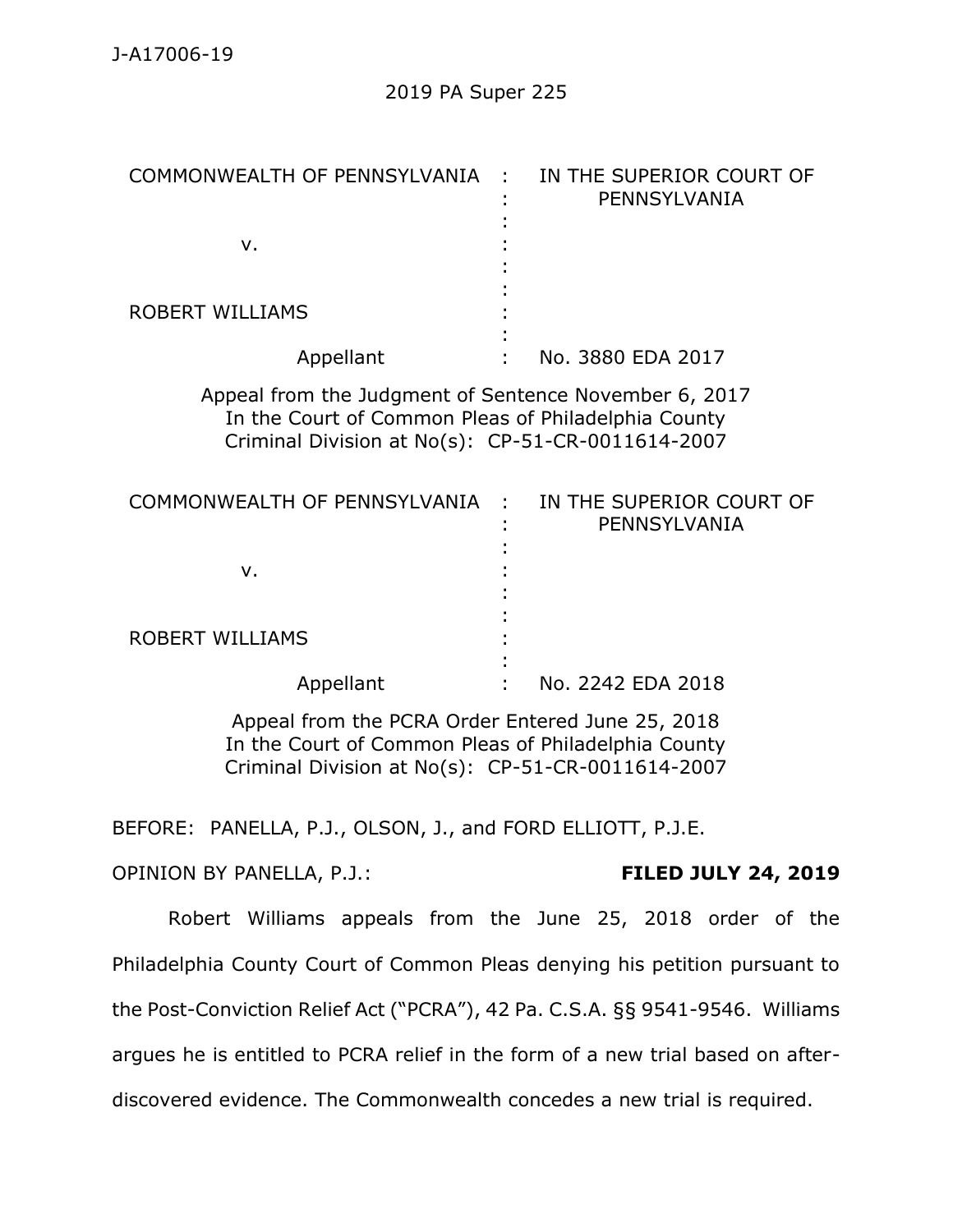J-A17006-19

2019 PA Super 225

| | | |
|---|---|---|
| COMMONWEALTH OF PENNSYLVANIA | : | IN THE SUPERIOR COURT OF PENNSYLVANIA |
| v. | : | |
| ROBERT WILLIAMS | : | |
| Appellant | : | No. 3880 EDA 2017 |

Appeal from the Judgment of Sentence November 6, 2017
In the Court of Common Pleas of Philadelphia County
Criminal Division at No(s): CP-51-CR-0011614-2007

| | | |
|---|---|---|
| COMMONWEALTH OF PENNSYLVANIA | : | IN THE SUPERIOR COURT OF PENNSYLVANIA |
| v. | : | |
| ROBERT WILLIAMS | : | |
| Appellant | : | No. 2242 EDA 2018 |

Appeal from the PCRA Order Entered June 25, 2018
In the Court of Common Pleas of Philadelphia County
Criminal Division at No(s): CP-51-CR-0011614-2007

BEFORE: PANELLA, P.J., OLSON, J., and FORD ELLIOTT, P.J.E.

OPINION BY PANELLA, P.J.: **FILED JULY 24, 2019**

Robert Williams appeals from the June 25, 2018 order of the Philadelphia County Court of Common Pleas denying his petition pursuant to the Post-Conviction Relief Act ("PCRA"), 42 Pa. C.S.A. §§ 9541-9546. Williams argues he is entitled to PCRA relief in the form of a new trial based on after-discovered evidence. The Commonwealth concedes a new trial is required.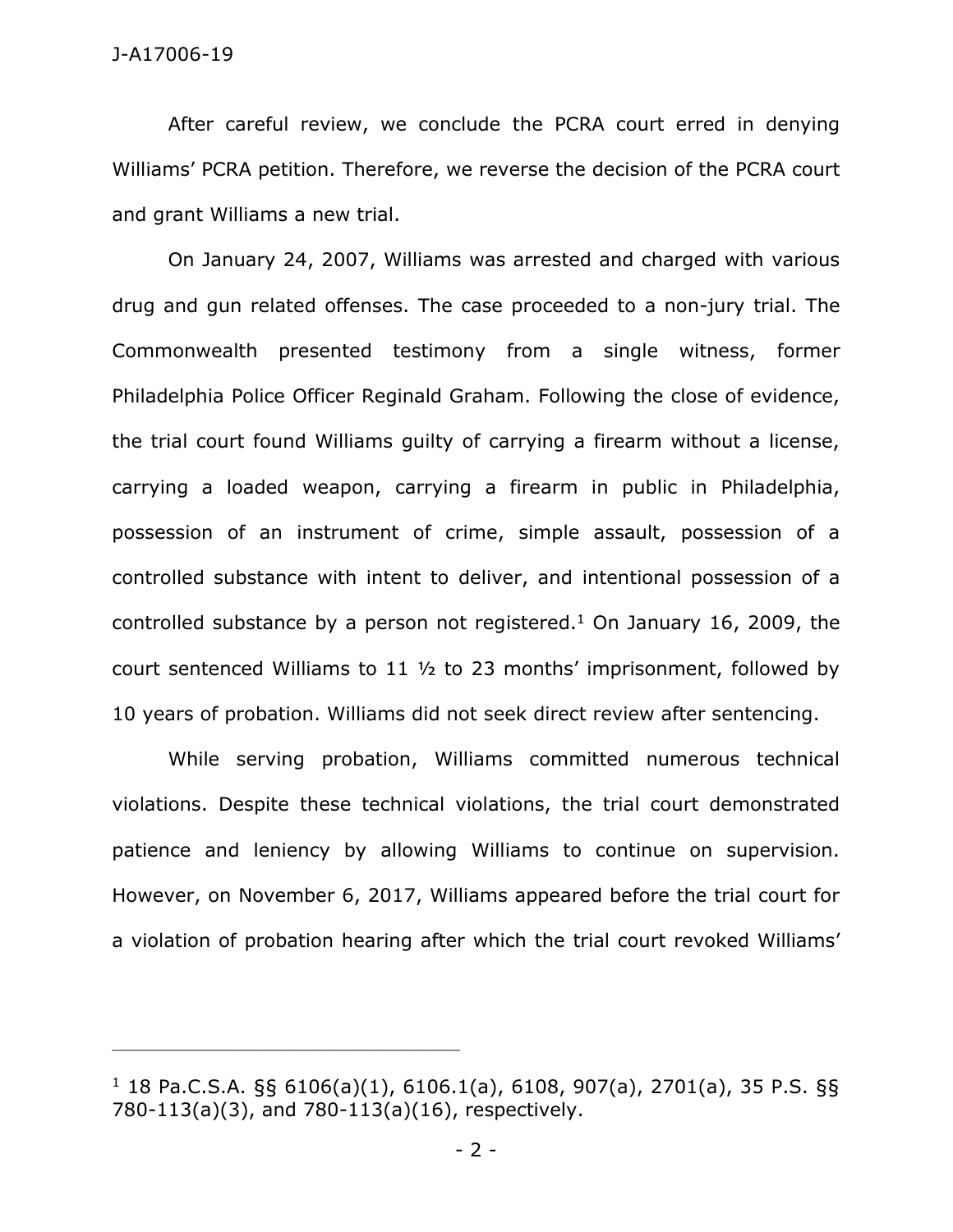After careful review, we conclude the PCRA court erred in denying Williams' PCRA petition. Therefore, we reverse the decision of the PCRA court and grant Williams a new trial.

On January 24, 2007, Williams was arrested and charged with various drug and gun related offenses. The case proceeded to a non-jury trial. The Commonwealth presented testimony from a single witness, former Philadelphia Police Officer Reginald Graham. Following the close of evidence, the trial court found Williams guilty of carrying a firearm without a license, carrying a loaded weapon, carrying a firearm in public in Philadelphia, possession of an instrument of crime, simple assault, possession of a controlled substance with intent to deliver, and intentional possession of a controlled substance by a person not registered.[1] On January 16, 2009, the court sentenced Williams to 11 ½ to 23 months' imprisonment, followed by 10 years of probation. Williams did not seek direct review after sentencing.

While serving probation, Williams committed numerous technical violations. Despite these technical violations, the trial court demonstrated patience and leniency by allowing Williams to continue on supervision. However, on November 6, 2017, Williams appeared before the trial court for a violation of probation hearing after which the trial court revoked Williams'

---

[1] 18 Pa.C.S.A. §§ 6106(a)(1), 6106.1(a), 6108, 907(a), 2701(a), 35 P.S. §§ 780-113(a)(3), and 780-113(a)(16), respectively.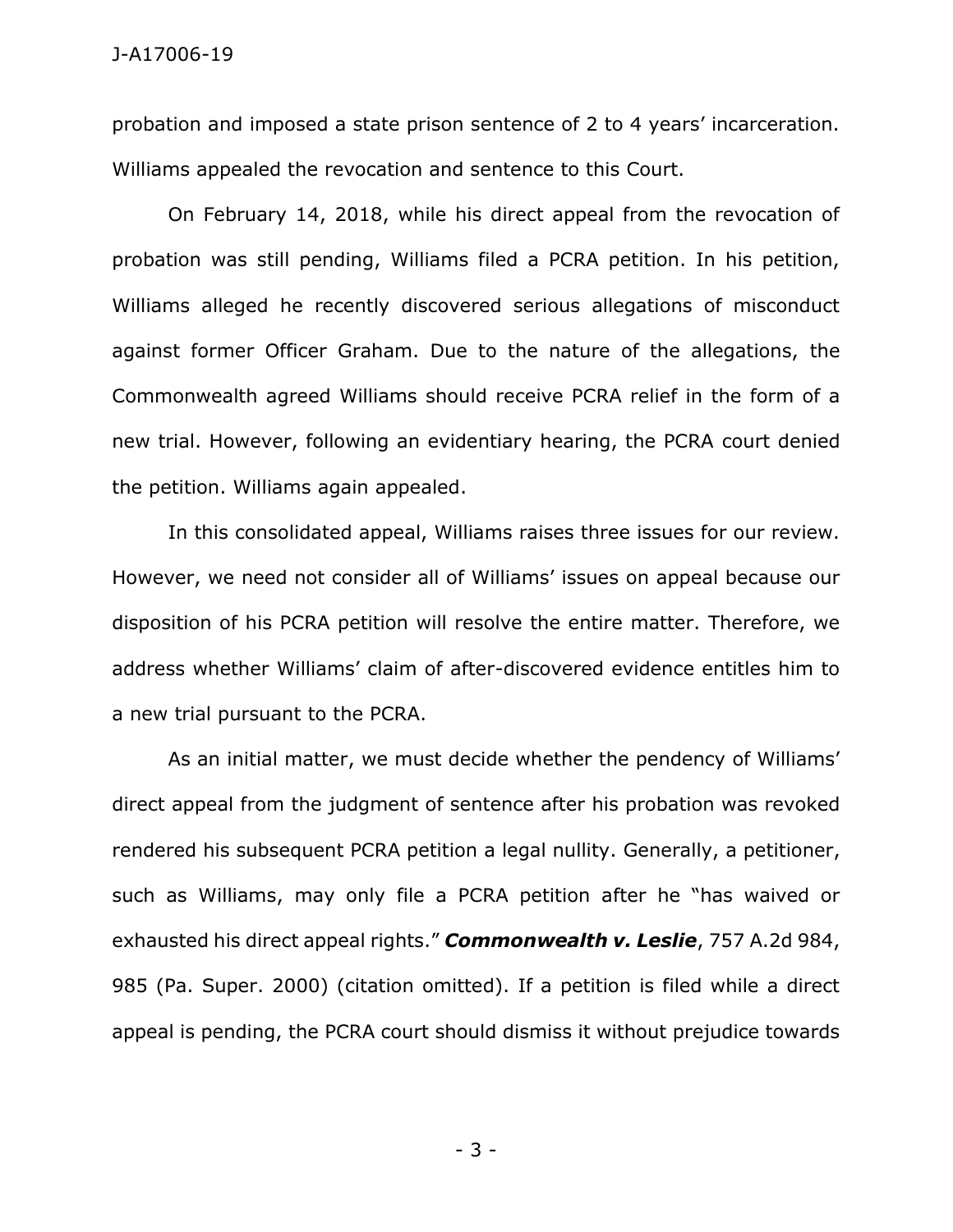probation and imposed a state prison sentence of 2 to 4 years' incarceration. Williams appealed the revocation and sentence to this Court.

On February 14, 2018, while his direct appeal from the revocation of probation was still pending, Williams filed a PCRA petition. In his petition, Williams alleged he recently discovered serious allegations of misconduct against former Officer Graham. Due to the nature of the allegations, the Commonwealth agreed Williams should receive PCRA relief in the form of a new trial. However, following an evidentiary hearing, the PCRA court denied the petition. Williams again appealed.

In this consolidated appeal, Williams raises three issues for our review. However, we need not consider all of Williams' issues on appeal because our disposition of his PCRA petition will resolve the entire matter. Therefore, we address whether Williams' claim of after-discovered evidence entitles him to a new trial pursuant to the PCRA.

As an initial matter, we must decide whether the pendency of Williams' direct appeal from the judgment of sentence after his probation was revoked rendered his subsequent PCRA petition a legal nullity. Generally, a petitioner, such as Williams, may only file a PCRA petition after he "has waived or exhausted his direct appeal rights." ***Commonwealth v. Leslie***, 757 A.2d 984, 985 (Pa. Super. 2000) (citation omitted). If a petition is filed while a direct appeal is pending, the PCRA court should dismiss it without prejudice towards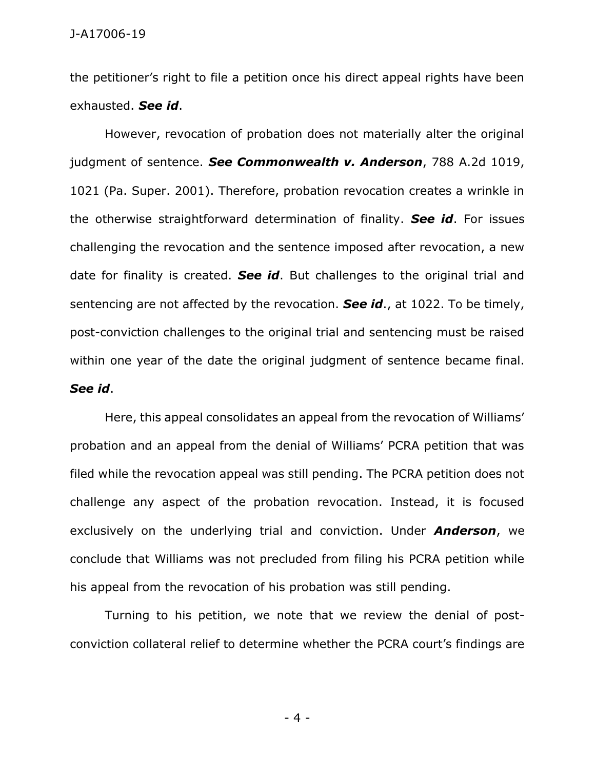the petitioner's right to file a petition once his direct appeal rights have been exhausted. ***See id***.

However, revocation of probation does not materially alter the original judgment of sentence. ***See Commonwealth v. Anderson***, 788 A.2d 1019, 1021 (Pa. Super. 2001). Therefore, probation revocation creates a wrinkle in the otherwise straightforward determination of finality. ***See id***. For issues challenging the revocation and the sentence imposed after revocation, a new date for finality is created. ***See id***. But challenges to the original trial and sentencing are not affected by the revocation. ***See id***., at 1022. To be timely, post-conviction challenges to the original trial and sentencing must be raised within one year of the date the original judgment of sentence became final. ***See id***.

Here, this appeal consolidates an appeal from the revocation of Williams' probation and an appeal from the denial of Williams' PCRA petition that was filed while the revocation appeal was still pending. The PCRA petition does not challenge any aspect of the probation revocation. Instead, it is focused exclusively on the underlying trial and conviction. Under ***Anderson***, we conclude that Williams was not precluded from filing his PCRA petition while his appeal from the revocation of his probation was still pending.

Turning to his petition, we note that we review the denial of post-conviction collateral relief to determine whether the PCRA court's findings are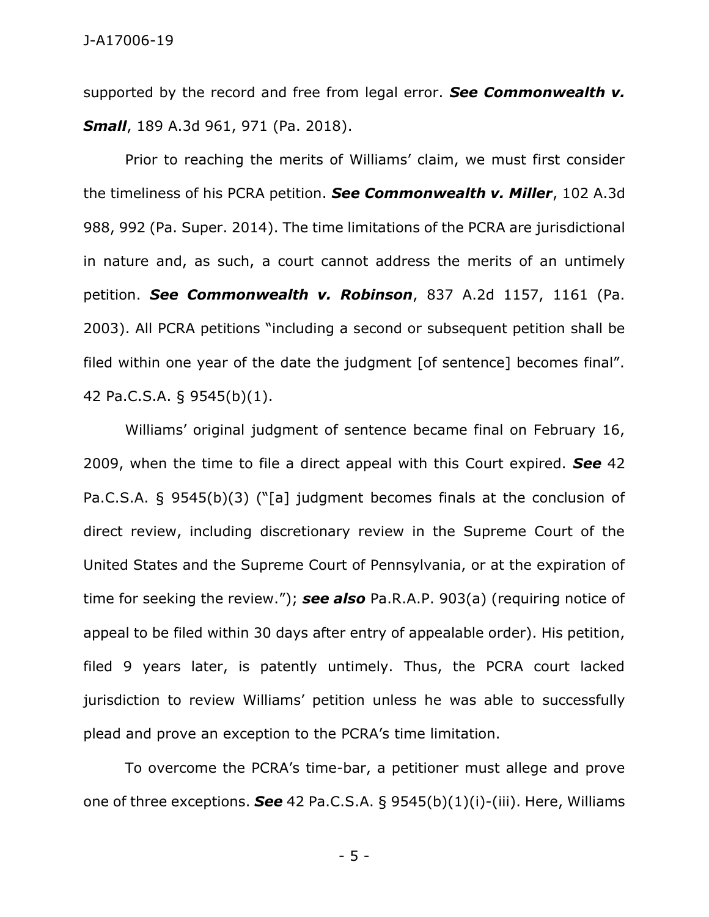supported by the record and free from legal error. ***See Commonwealth v. Small***, 189 A.3d 961, 971 (Pa. 2018).

Prior to reaching the merits of Williams' claim, we must first consider the timeliness of his PCRA petition. ***See Commonwealth v. Miller***, 102 A.3d 988, 992 (Pa. Super. 2014). The time limitations of the PCRA are jurisdictional in nature and, as such, a court cannot address the merits of an untimely petition. ***See Commonwealth v. Robinson***, 837 A.2d 1157, 1161 (Pa. 2003). All PCRA petitions "including a second or subsequent petition shall be filed within one year of the date the judgment [of sentence] becomes final". 42 Pa.C.S.A. § 9545(b)(1).

Williams' original judgment of sentence became final on February 16, 2009, when the time to file a direct appeal with this Court expired. ***See*** 42 Pa.C.S.A. § 9545(b)(3) ("[a] judgment becomes finals at the conclusion of direct review, including discretionary review in the Supreme Court of the United States and the Supreme Court of Pennsylvania, or at the expiration of time for seeking the review."); ***see also*** Pa.R.A.P. 903(a) (requiring notice of appeal to be filed within 30 days after entry of appealable order). His petition, filed 9 years later, is patently untimely. Thus, the PCRA court lacked jurisdiction to review Williams' petition unless he was able to successfully plead and prove an exception to the PCRA's time limitation.

To overcome the PCRA's time-bar, a petitioner must allege and prove one of three exceptions. ***See*** 42 Pa.C.S.A. § 9545(b)(1)(i)-(iii). Here, Williams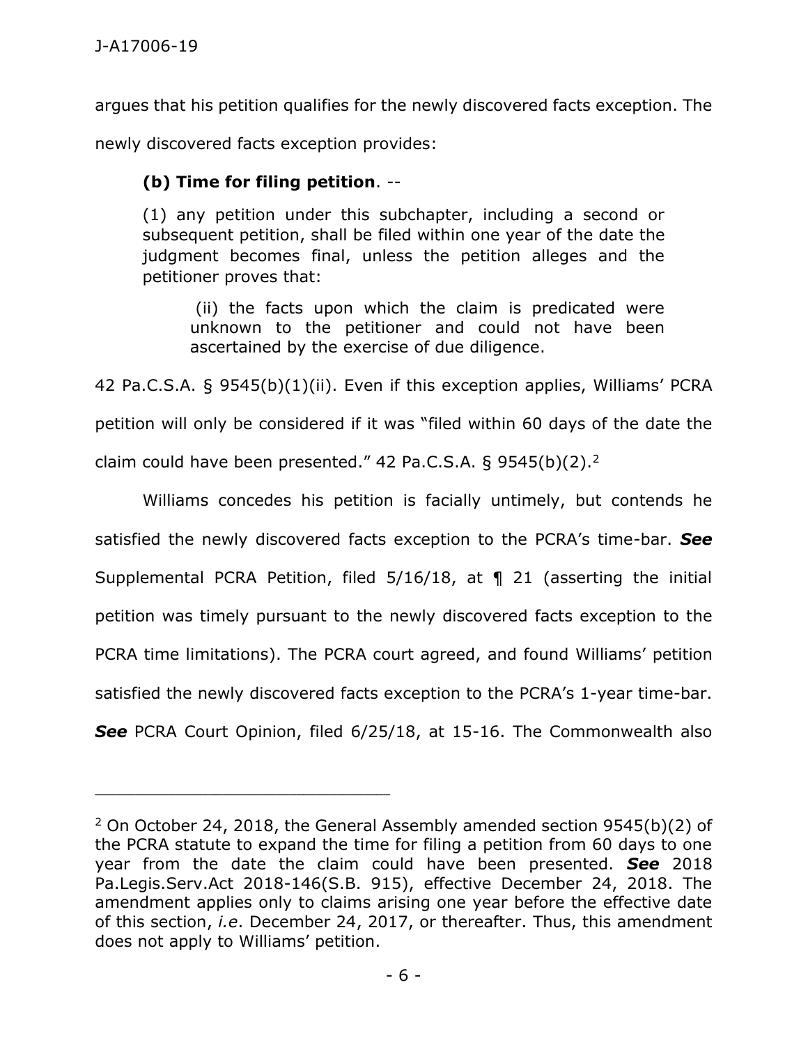argues that his petition qualifies for the newly discovered facts exception. The newly discovered facts exception provides:

> **(b) Time for filing petition**. --
>
> (1) any petition under this subchapter, including a second or subsequent petition, shall be filed within one year of the date the judgment becomes final, unless the petition alleges and the petitioner proves that:
>
> > (ii) the facts upon which the claim is predicated were unknown to the petitioner and could not have been ascertained by the exercise of due diligence.

42 Pa.C.S.A. § 9545(b)(1)(ii). Even if this exception applies, Williams' PCRA petition will only be considered if it was "filed within 60 days of the date the claim could have been presented." 42 Pa.C.S.A. § 9545(b)(2).[2]

Williams concedes his petition is facially untimely, but contends he satisfied the newly discovered facts exception to the PCRA's time-bar. ***See*** Supplemental PCRA Petition, filed 5/16/18, at ¶ 21 (asserting the initial petition was timely pursuant to the newly discovered facts exception to the PCRA time limitations). The PCRA court agreed, and found Williams' petition satisfied the newly discovered facts exception to the PCRA's 1-year time-bar. ***See*** PCRA Court Opinion, filed 6/25/18, at 15-16. The Commonwealth also

---

[2] On October 24, 2018, the General Assembly amended section 9545(b)(2) of the PCRA statute to expand the time for filing a petition from 60 days to one year from the date the claim could have been presented. ***See*** 2018 Pa.Legis.Serv.Act 2018-146(S.B. 915), effective December 24, 2018. The amendment applies only to claims arising one year before the effective date of this section, *i.e*. December 24, 2017, or thereafter. Thus, this amendment does not apply to Williams' petition.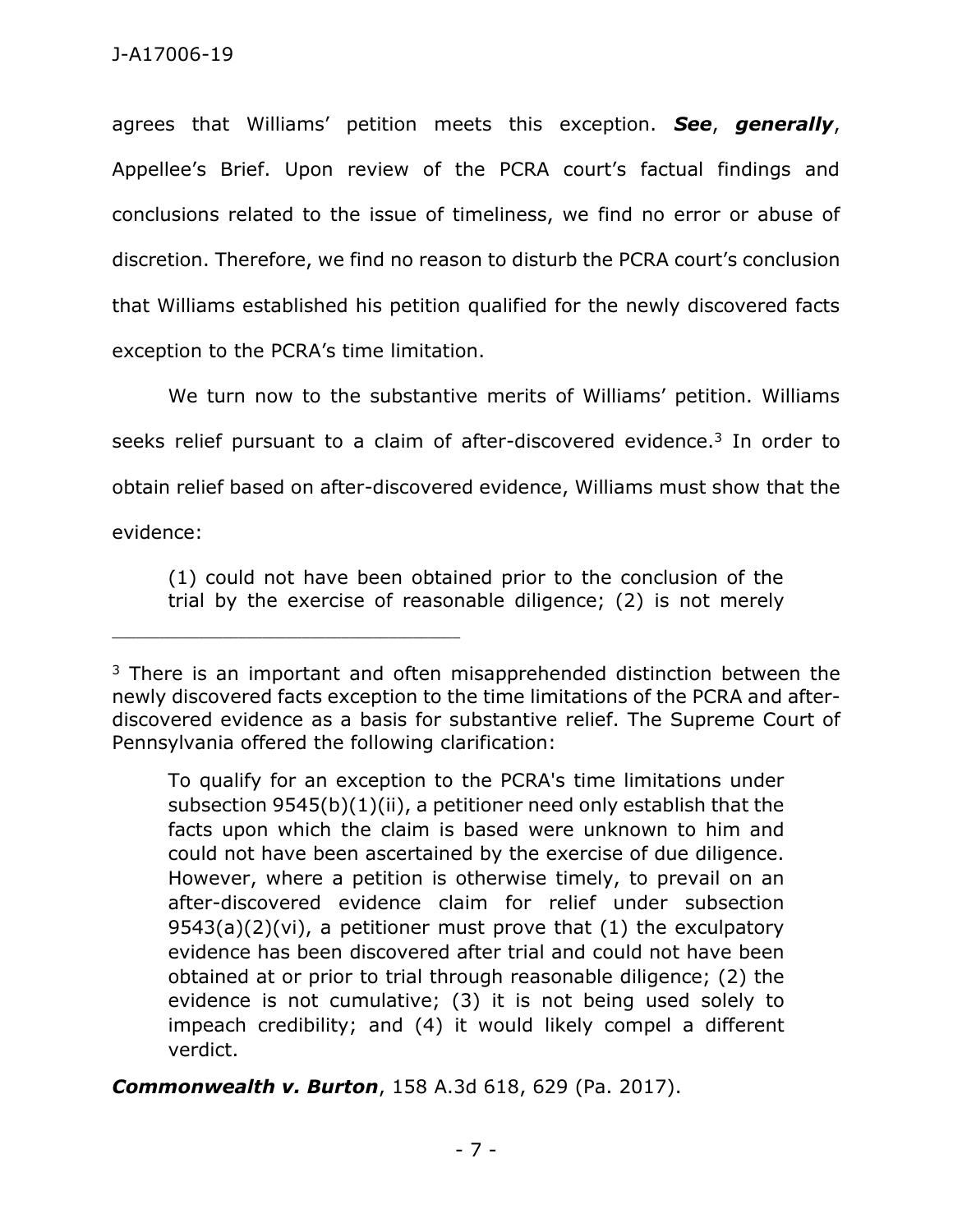agrees that Williams' petition meets this exception. ***See***, ***generally***, Appellee's Brief. Upon review of the PCRA court's factual findings and conclusions related to the issue of timeliness, we find no error or abuse of discretion. Therefore, we find no reason to disturb the PCRA court's conclusion that Williams established his petition qualified for the newly discovered facts exception to the PCRA's time limitation.

We turn now to the substantive merits of Williams' petition. Williams seeks relief pursuant to a claim of after-discovered evidence.[3] In order to obtain relief based on after-discovered evidence, Williams must show that the evidence:

> (1) could not have been obtained prior to the conclusion of the trial by the exercise of reasonable diligence; (2) is not merely

---

[3] There is an important and often misapprehended distinction between the newly discovered facts exception to the time limitations of the PCRA and after-discovered evidence as a basis for substantive relief. The Supreme Court of Pennsylvania offered the following clarification:

> To qualify for an exception to the PCRA's time limitations under subsection 9545(b)(1)(ii), a petitioner need only establish that the facts upon which the claim is based were unknown to him and could not have been ascertained by the exercise of due diligence. However, where a petition is otherwise timely, to prevail on an after-discovered evidence claim for relief under subsection 9543(a)(2)(vi), a petitioner must prove that (1) the exculpatory evidence has been discovered after trial and could not have been obtained at or prior to trial through reasonable diligence; (2) the evidence is not cumulative; (3) it is not being used solely to impeach credibility; and (4) it would likely compel a different verdict.

***Commonwealth v. Burton***, 158 A.3d 618, 629 (Pa. 2017).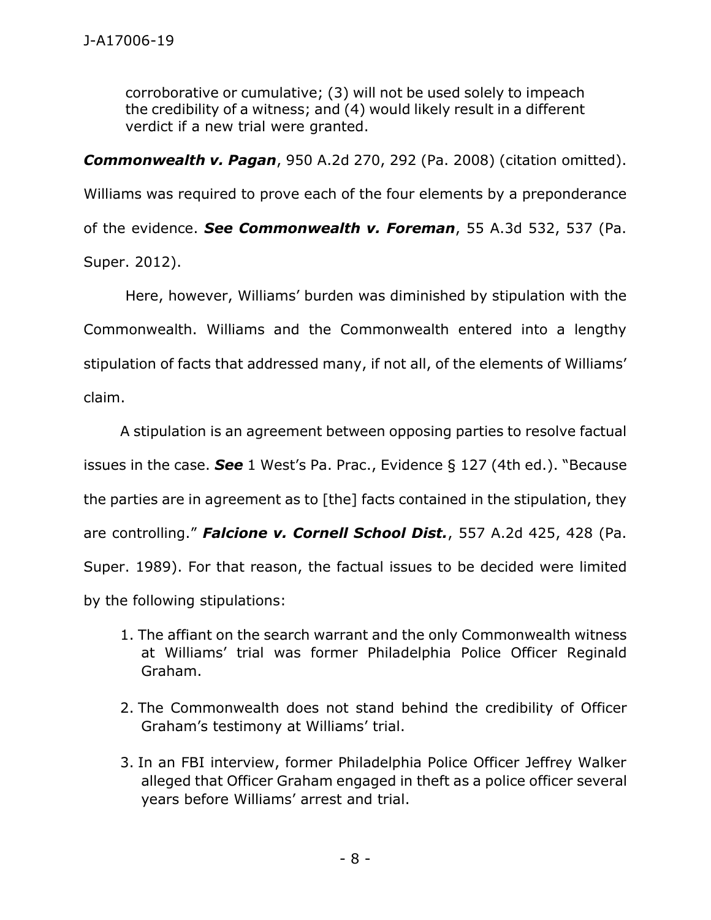corroborative or cumulative; (3) will not be used solely to impeach the credibility of a witness; and (4) would likely result in a different verdict if a new trial were granted.

***Commonwealth v. Pagan***, 950 A.2d 270, 292 (Pa. 2008) (citation omitted). Williams was required to prove each of the four elements by a preponderance of the evidence. ***See Commonwealth v. Foreman***, 55 A.3d 532, 537 (Pa. Super. 2012).

Here, however, Williams' burden was diminished by stipulation with the Commonwealth. Williams and the Commonwealth entered into a lengthy stipulation of facts that addressed many, if not all, of the elements of Williams' claim.

A stipulation is an agreement between opposing parties to resolve factual issues in the case. ***See*** 1 West's Pa. Prac., Evidence § 127 (4th ed.). "Because the parties are in agreement as to [the] facts contained in the stipulation, they are controlling." ***Falcione v. Cornell School Dist.***, 557 A.2d 425, 428 (Pa. Super. 1989). For that reason, the factual issues to be decided were limited by the following stipulations:

1. The affiant on the search warrant and the only Commonwealth witness at Williams' trial was former Philadelphia Police Officer Reginald Graham.

2. The Commonwealth does not stand behind the credibility of Officer Graham's testimony at Williams' trial.

3. In an FBI interview, former Philadelphia Police Officer Jeffrey Walker alleged that Officer Graham engaged in theft as a police officer several years before Williams' arrest and trial.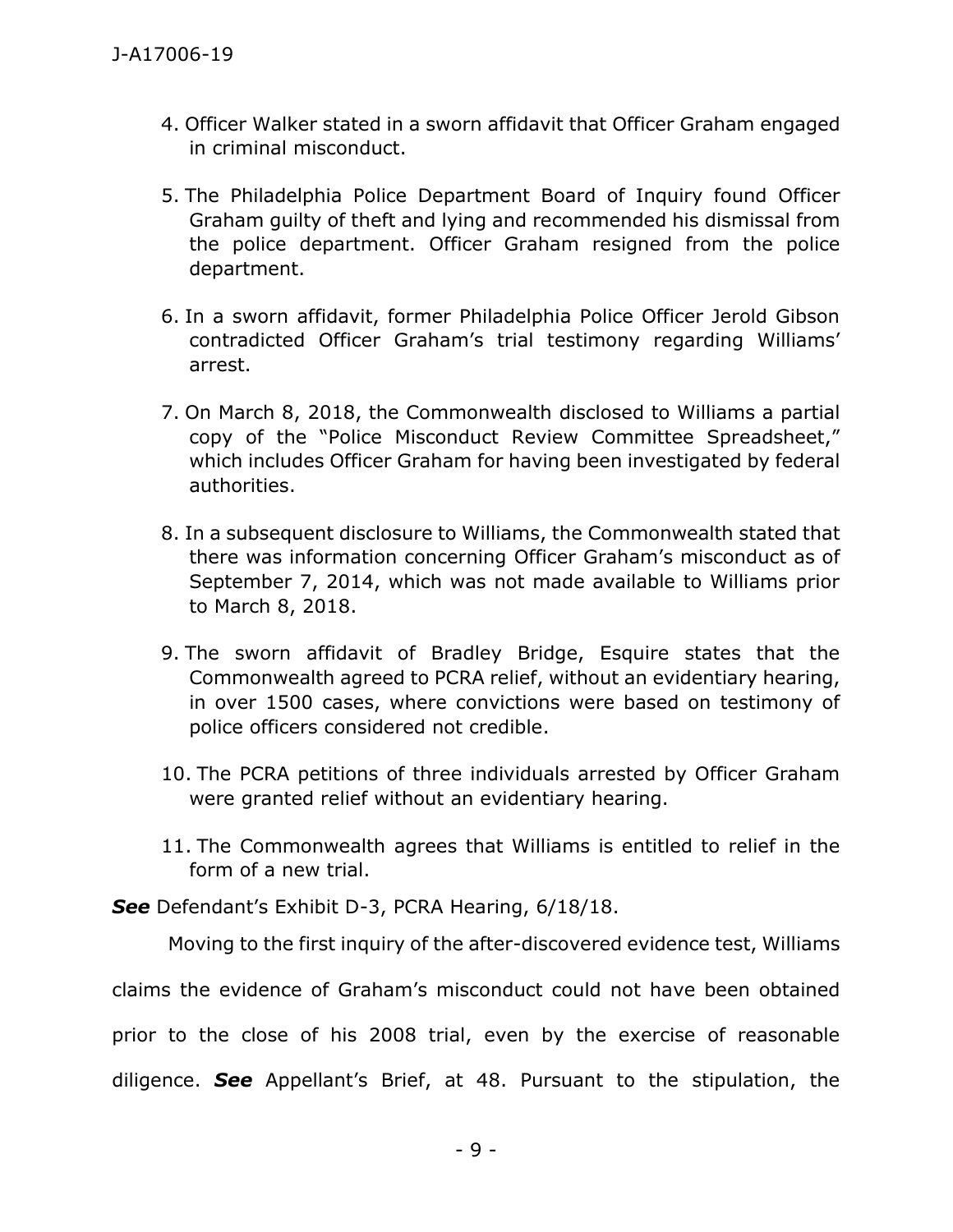4. Officer Walker stated in a sworn affidavit that Officer Graham engaged in criminal misconduct.

5. The Philadelphia Police Department Board of Inquiry found Officer Graham guilty of theft and lying and recommended his dismissal from the police department. Officer Graham resigned from the police department.

6. In a sworn affidavit, former Philadelphia Police Officer Jerold Gibson contradicted Officer Graham's trial testimony regarding Williams' arrest.

7. On March 8, 2018, the Commonwealth disclosed to Williams a partial copy of the "Police Misconduct Review Committee Spreadsheet," which includes Officer Graham for having been investigated by federal authorities.

8. In a subsequent disclosure to Williams, the Commonwealth stated that there was information concerning Officer Graham's misconduct as of September 7, 2014, which was not made available to Williams prior to March 8, 2018.

9. The sworn affidavit of Bradley Bridge, Esquire states that the Commonwealth agreed to PCRA relief, without an evidentiary hearing, in over 1500 cases, where convictions were based on testimony of police officers considered not credible.

10. The PCRA petitions of three individuals arrested by Officer Graham were granted relief without an evidentiary hearing.

11. The Commonwealth agrees that Williams is entitled to relief in the form of a new trial.

***See*** Defendant's Exhibit D-3, PCRA Hearing, 6/18/18.

Moving to the first inquiry of the after-discovered evidence test, Williams claims the evidence of Graham's misconduct could not have been obtained prior to the close of his 2008 trial, even by the exercise of reasonable diligence. ***See*** Appellant's Brief, at 48. Pursuant to the stipulation, the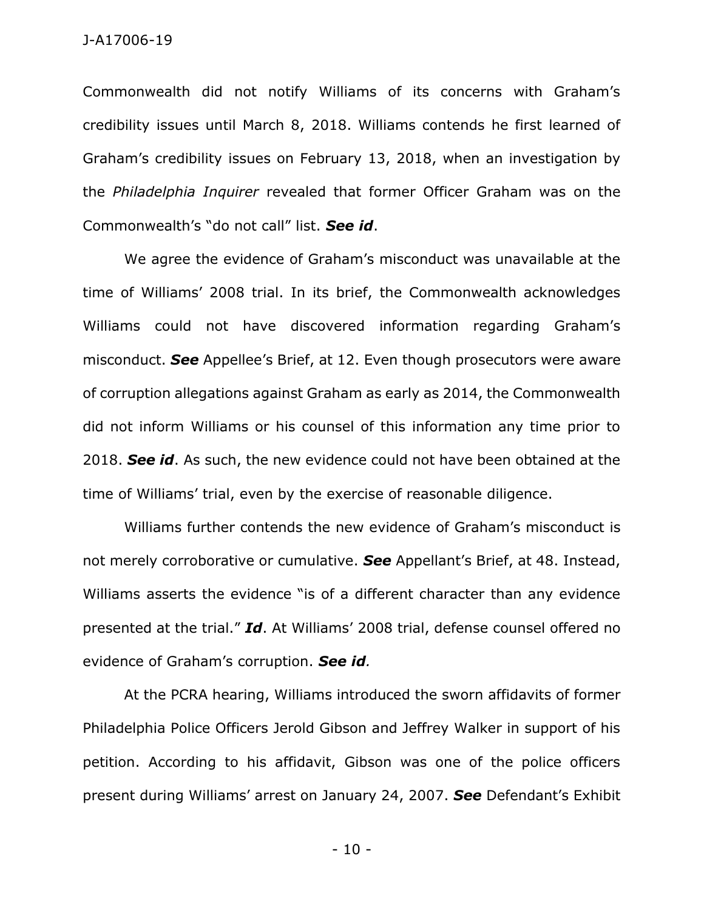Commonwealth did not notify Williams of its concerns with Graham's credibility issues until March 8, 2018. Williams contends he first learned of Graham's credibility issues on February 13, 2018, when an investigation by the *Philadelphia Inquirer* revealed that former Officer Graham was on the Commonwealth's "do not call" list. ***See id***.

We agree the evidence of Graham's misconduct was unavailable at the time of Williams' 2008 trial. In its brief, the Commonwealth acknowledges Williams could not have discovered information regarding Graham's misconduct. ***See*** Appellee's Brief, at 12. Even though prosecutors were aware of corruption allegations against Graham as early as 2014, the Commonwealth did not inform Williams or his counsel of this information any time prior to 2018. ***See id***. As such, the new evidence could not have been obtained at the time of Williams' trial, even by the exercise of reasonable diligence.

Williams further contends the new evidence of Graham's misconduct is not merely corroborative or cumulative. ***See*** Appellant's Brief, at 48. Instead, Williams asserts the evidence "is of a different character than any evidence presented at the trial." ***Id***. At Williams' 2008 trial, defense counsel offered no evidence of Graham's corruption. ***See id.***

At the PCRA hearing, Williams introduced the sworn affidavits of former Philadelphia Police Officers Jerold Gibson and Jeffrey Walker in support of his petition. According to his affidavit, Gibson was one of the police officers present during Williams' arrest on January 24, 2007. ***See*** Defendant's Exhibit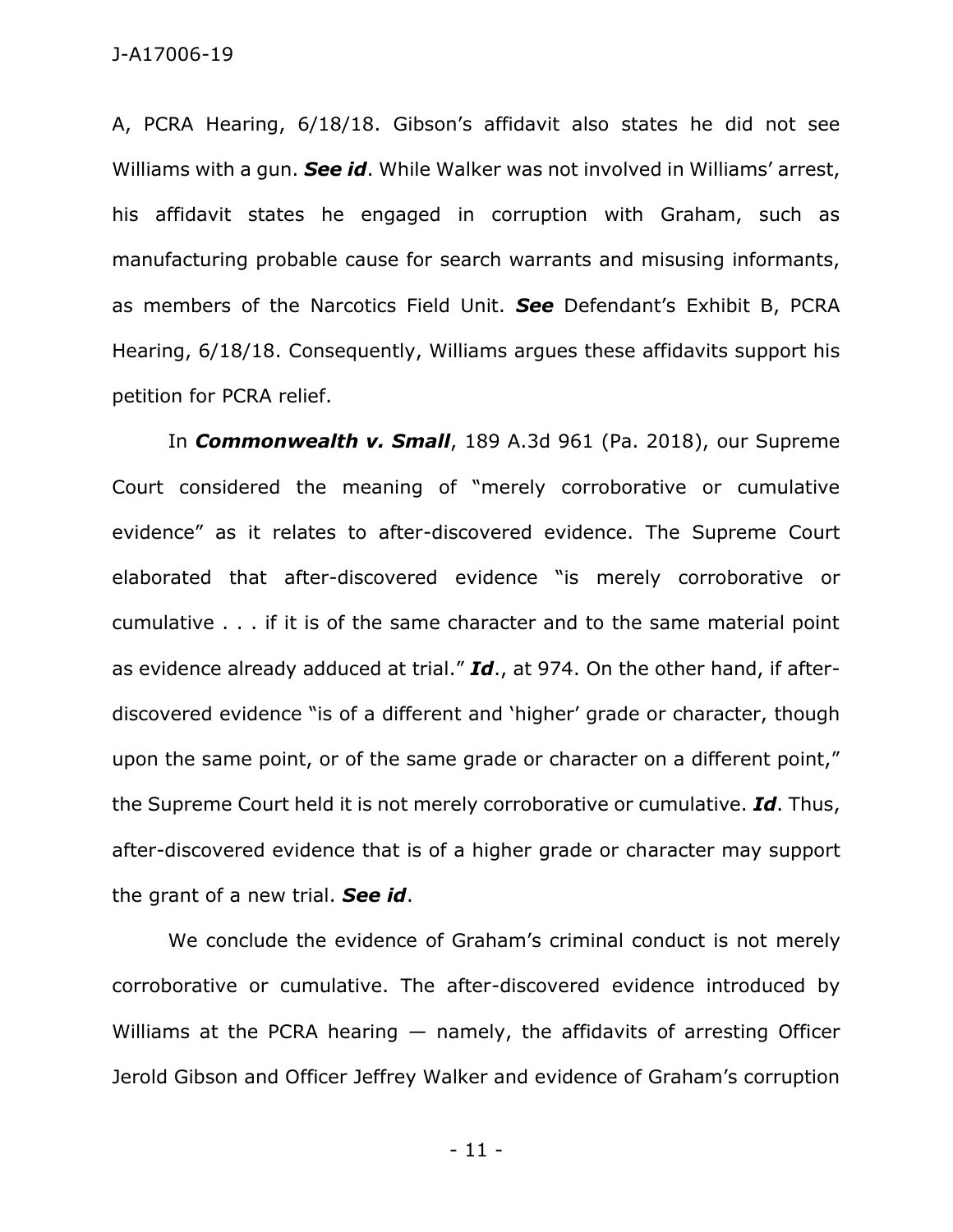A, PCRA Hearing, 6/18/18. Gibson's affidavit also states he did not see Williams with a gun. ***See id***. While Walker was not involved in Williams' arrest, his affidavit states he engaged in corruption with Graham, such as manufacturing probable cause for search warrants and misusing informants, as members of the Narcotics Field Unit. ***See*** Defendant's Exhibit B, PCRA Hearing, 6/18/18. Consequently, Williams argues these affidavits support his petition for PCRA relief.

In ***Commonwealth v. Small***, 189 A.3d 961 (Pa. 2018), our Supreme Court considered the meaning of "merely corroborative or cumulative evidence" as it relates to after-discovered evidence. The Supreme Court elaborated that after-discovered evidence "is merely corroborative or cumulative . . . if it is of the same character and to the same material point as evidence already adduced at trial." ***Id***., at 974. On the other hand, if after-discovered evidence "is of a different and 'higher' grade or character, though upon the same point, or of the same grade or character on a different point," the Supreme Court held it is not merely corroborative or cumulative. ***Id***. Thus, after-discovered evidence that is of a higher grade or character may support the grant of a new trial. ***See id***.

We conclude the evidence of Graham's criminal conduct is not merely corroborative or cumulative. The after-discovered evidence introduced by Williams at the PCRA hearing — namely, the affidavits of arresting Officer Jerold Gibson and Officer Jeffrey Walker and evidence of Graham's corruption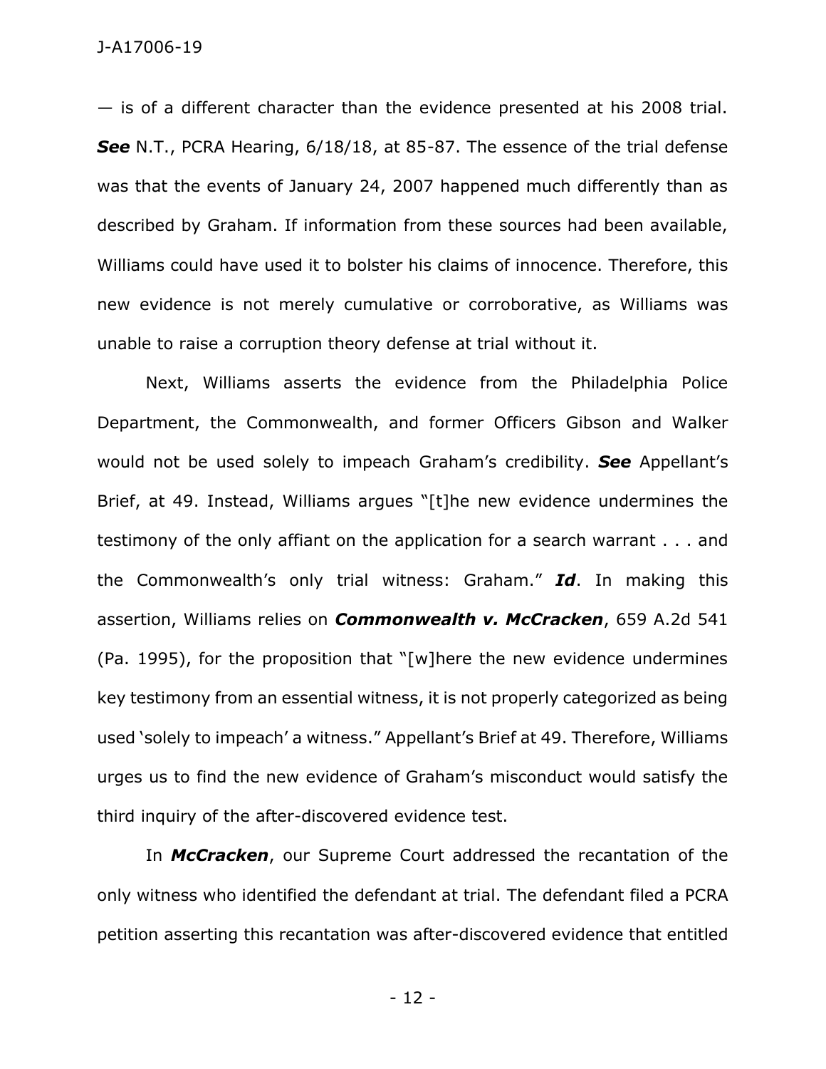— is of a different character than the evidence presented at his 2008 trial. ***See*** N.T., PCRA Hearing, 6/18/18, at 85-87. The essence of the trial defense was that the events of January 24, 2007 happened much differently than as described by Graham. If information from these sources had been available, Williams could have used it to bolster his claims of innocence. Therefore, this new evidence is not merely cumulative or corroborative, as Williams was unable to raise a corruption theory defense at trial without it.

Next, Williams asserts the evidence from the Philadelphia Police Department, the Commonwealth, and former Officers Gibson and Walker would not be used solely to impeach Graham's credibility. ***See*** Appellant's Brief, at 49. Instead, Williams argues "[t]he new evidence undermines the testimony of the only affiant on the application for a search warrant . . . and the Commonwealth's only trial witness: Graham." ***Id***. In making this assertion, Williams relies on ***Commonwealth v. McCracken***, 659 A.2d 541 (Pa. 1995), for the proposition that "[w]here the new evidence undermines key testimony from an essential witness, it is not properly categorized as being used 'solely to impeach' a witness." Appellant's Brief at 49. Therefore, Williams urges us to find the new evidence of Graham's misconduct would satisfy the third inquiry of the after-discovered evidence test.

In ***McCracken***, our Supreme Court addressed the recantation of the only witness who identified the defendant at trial. The defendant filed a PCRA petition asserting this recantation was after-discovered evidence that entitled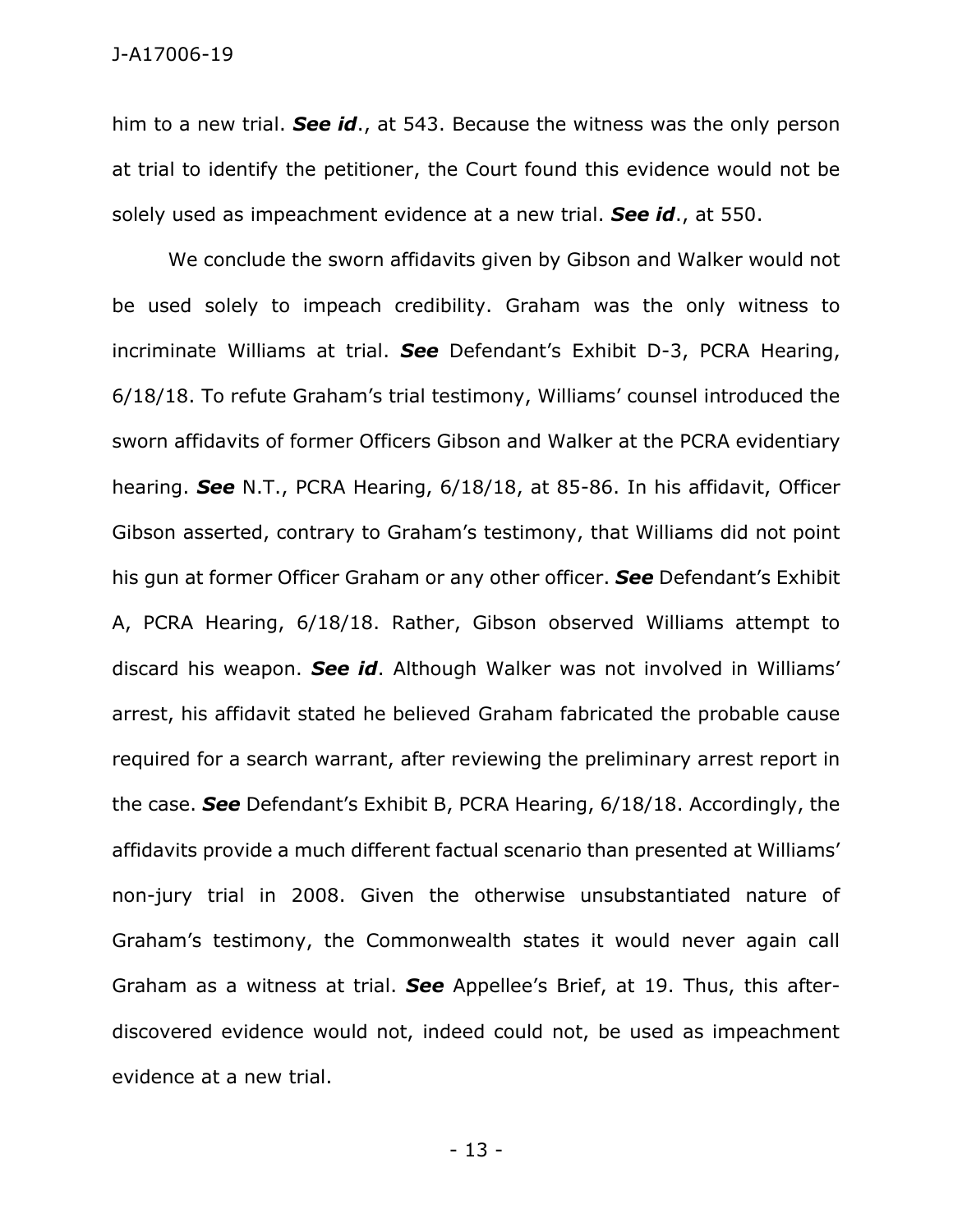him to a new trial. ***See id***., at 543. Because the witness was the only person at trial to identify the petitioner, the Court found this evidence would not be solely used as impeachment evidence at a new trial. ***See id***., at 550.

We conclude the sworn affidavits given by Gibson and Walker would not be used solely to impeach credibility. Graham was the only witness to incriminate Williams at trial. ***See*** Defendant's Exhibit D-3, PCRA Hearing, 6/18/18. To refute Graham's trial testimony, Williams' counsel introduced the sworn affidavits of former Officers Gibson and Walker at the PCRA evidentiary hearing. ***See*** N.T., PCRA Hearing, 6/18/18, at 85-86. In his affidavit, Officer Gibson asserted, contrary to Graham's testimony, that Williams did not point his gun at former Officer Graham or any other officer. ***See*** Defendant's Exhibit A, PCRA Hearing, 6/18/18. Rather, Gibson observed Williams attempt to discard his weapon. ***See id***. Although Walker was not involved in Williams' arrest, his affidavit stated he believed Graham fabricated the probable cause required for a search warrant, after reviewing the preliminary arrest report in the case. ***See*** Defendant's Exhibit B, PCRA Hearing, 6/18/18. Accordingly, the affidavits provide a much different factual scenario than presented at Williams' non-jury trial in 2008. Given the otherwise unsubstantiated nature of Graham's testimony, the Commonwealth states it would never again call Graham as a witness at trial. ***See*** Appellee's Brief, at 19. Thus, this after-discovered evidence would not, indeed could not, be used as impeachment evidence at a new trial.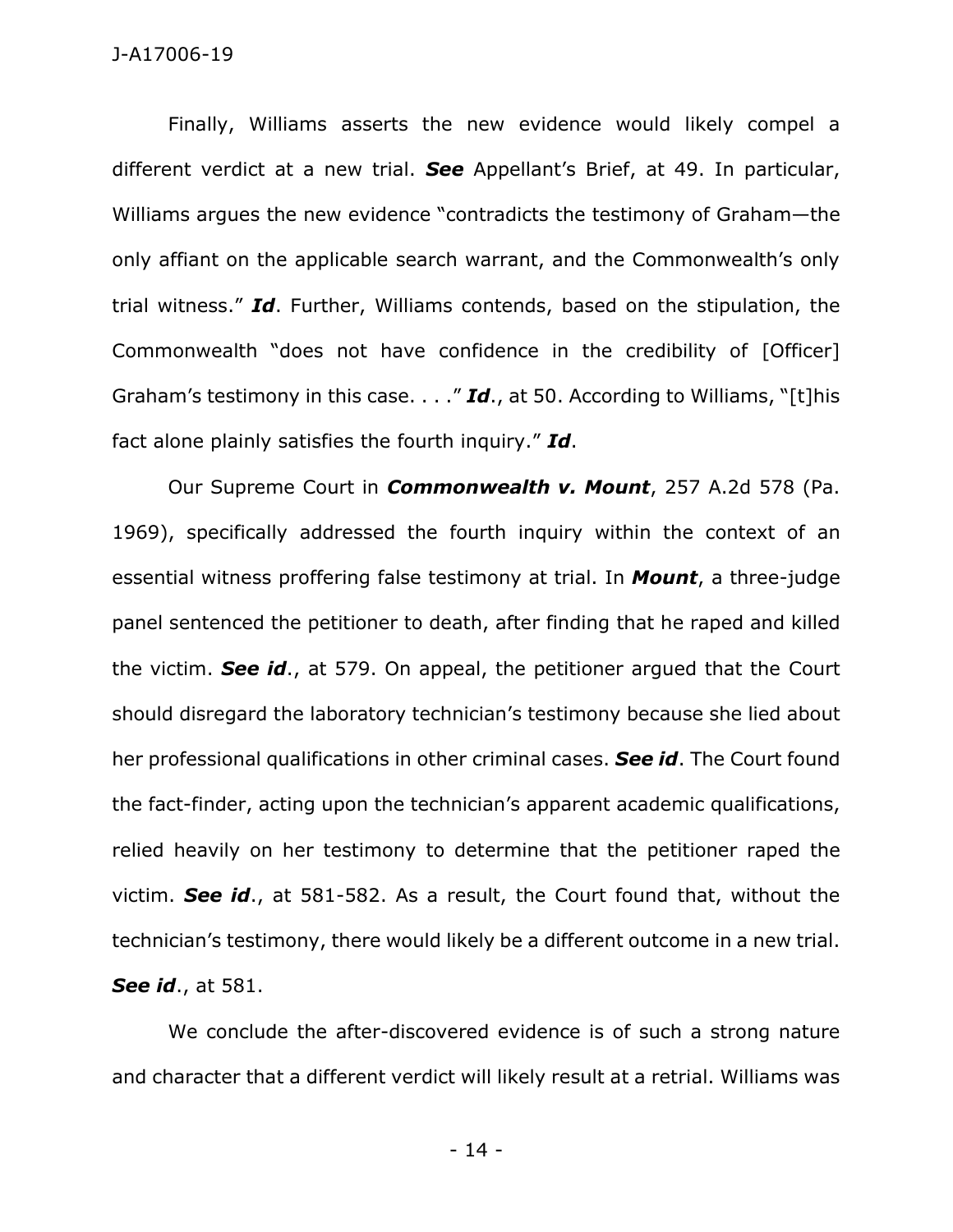Finally, Williams asserts the new evidence would likely compel a different verdict at a new trial. ***See*** Appellant's Brief, at 49. In particular, Williams argues the new evidence "contradicts the testimony of Graham—the only affiant on the applicable search warrant, and the Commonwealth's only trial witness." ***Id***. Further, Williams contends, based on the stipulation, the Commonwealth "does not have confidence in the credibility of [Officer] Graham's testimony in this case. . . ." ***Id***., at 50. According to Williams, "[t]his fact alone plainly satisfies the fourth inquiry." ***Id***.

Our Supreme Court in ***Commonwealth v. Mount***, 257 A.2d 578 (Pa. 1969), specifically addressed the fourth inquiry within the context of an essential witness proffering false testimony at trial. In ***Mount***, a three-judge panel sentenced the petitioner to death, after finding that he raped and killed the victim. ***See id***., at 579. On appeal, the petitioner argued that the Court should disregard the laboratory technician's testimony because she lied about her professional qualifications in other criminal cases. ***See id***. The Court found the fact-finder, acting upon the technician's apparent academic qualifications, relied heavily on her testimony to determine that the petitioner raped the victim. ***See id***., at 581-582. As a result, the Court found that, without the technician's testimony, there would likely be a different outcome in a new trial. ***See id***., at 581.

We conclude the after-discovered evidence is of such a strong nature and character that a different verdict will likely result at a retrial. Williams was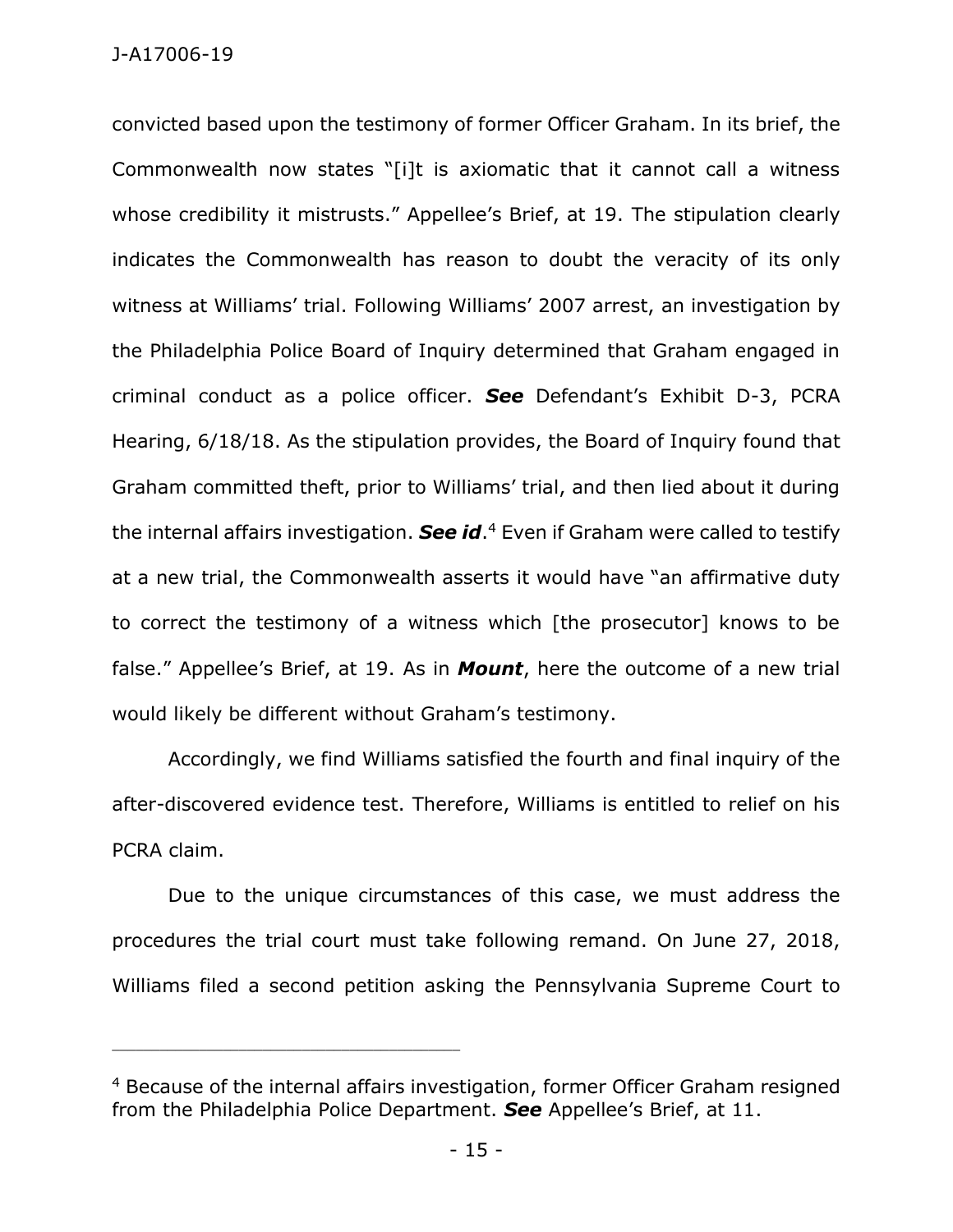convicted based upon the testimony of former Officer Graham. In its brief, the Commonwealth now states "[i]t is axiomatic that it cannot call a witness whose credibility it mistrusts." Appellee's Brief, at 19. The stipulation clearly indicates the Commonwealth has reason to doubt the veracity of its only witness at Williams' trial. Following Williams' 2007 arrest, an investigation by the Philadelphia Police Board of Inquiry determined that Graham engaged in criminal conduct as a police officer. ***See*** Defendant's Exhibit D-3, PCRA Hearing, 6/18/18. As the stipulation provides, the Board of Inquiry found that Graham committed theft, prior to Williams' trial, and then lied about it during the internal affairs investigation. ***See id***.[4] Even if Graham were called to testify at a new trial, the Commonwealth asserts it would have "an affirmative duty to correct the testimony of a witness which [the prosecutor] knows to be false." Appellee's Brief, at 19. As in ***Mount***, here the outcome of a new trial would likely be different without Graham's testimony.

Accordingly, we find Williams satisfied the fourth and final inquiry of the after-discovered evidence test. Therefore, Williams is entitled to relief on his PCRA claim.

Due to the unique circumstances of this case, we must address the procedures the trial court must take following remand. On June 27, 2018, Williams filed a second petition asking the Pennsylvania Supreme Court to

---

[4] Because of the internal affairs investigation, former Officer Graham resigned from the Philadelphia Police Department. ***See*** Appellee's Brief, at 11.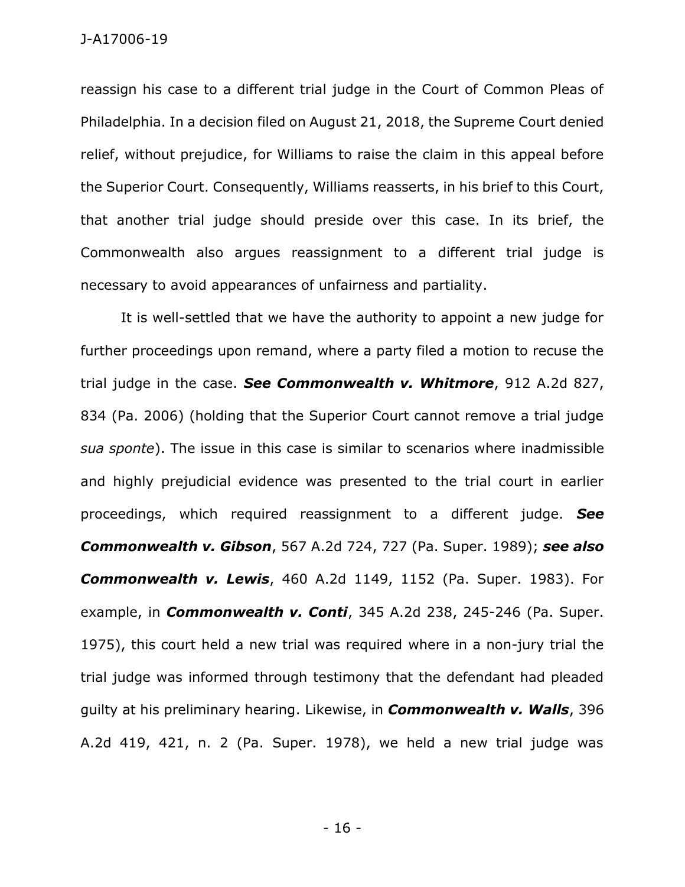reassign his case to a different trial judge in the Court of Common Pleas of Philadelphia. In a decision filed on August 21, 2018, the Supreme Court denied relief, without prejudice, for Williams to raise the claim in this appeal before the Superior Court. Consequently, Williams reasserts, in his brief to this Court, that another trial judge should preside over this case. In its brief, the Commonwealth also argues reassignment to a different trial judge is necessary to avoid appearances of unfairness and partiality.

It is well-settled that we have the authority to appoint a new judge for further proceedings upon remand, where a party filed a motion to recuse the trial judge in the case. ***See Commonwealth v. Whitmore***, 912 A.2d 827, 834 (Pa. 2006) (holding that the Superior Court cannot remove a trial judge *sua sponte*). The issue in this case is similar to scenarios where inadmissible and highly prejudicial evidence was presented to the trial court in earlier proceedings, which required reassignment to a different judge. ***See Commonwealth v. Gibson***, 567 A.2d 724, 727 (Pa. Super. 1989); ***see also Commonwealth v. Lewis***, 460 A.2d 1149, 1152 (Pa. Super. 1983). For example, in ***Commonwealth v. Conti***, 345 A.2d 238, 245-246 (Pa. Super. 1975), this court held a new trial was required where in a non-jury trial the trial judge was informed through testimony that the defendant had pleaded guilty at his preliminary hearing. Likewise, in ***Commonwealth v. Walls***, 396 A.2d 419, 421, n. 2 (Pa. Super. 1978), we held a new trial judge was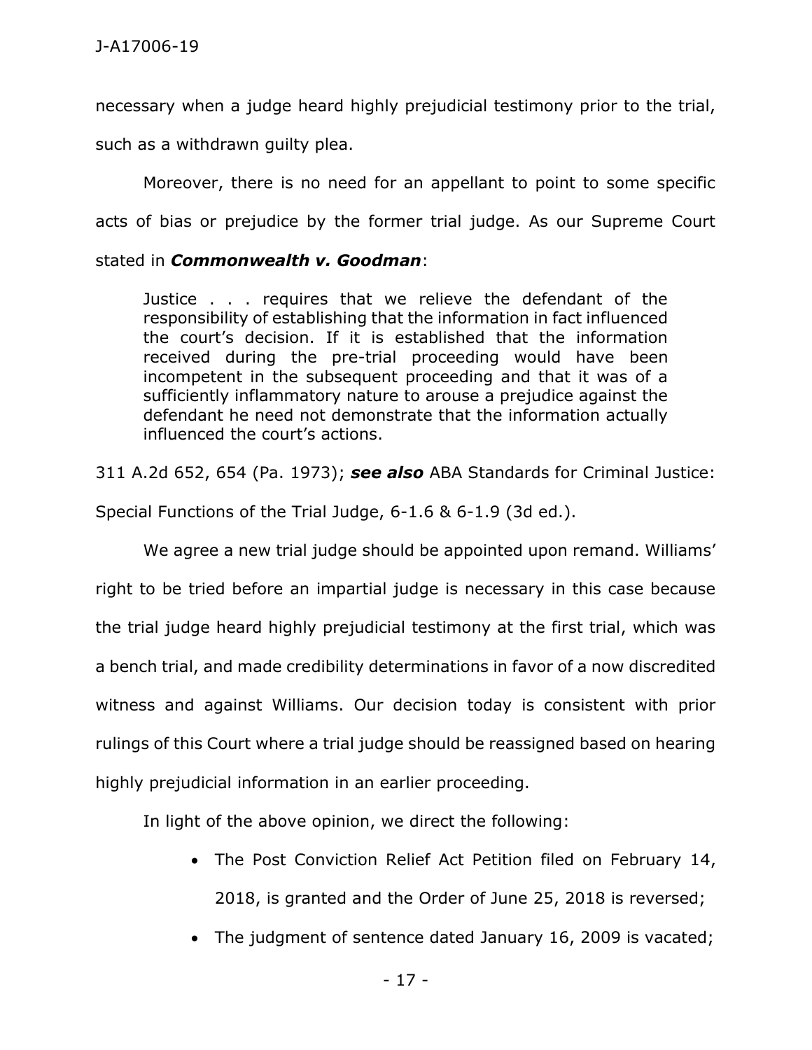necessary when a judge heard highly prejudicial testimony prior to the trial, such as a withdrawn guilty plea.

Moreover, there is no need for an appellant to point to some specific acts of bias or prejudice by the former trial judge. As our Supreme Court stated in ***Commonwealth v. Goodman***:

> Justice . . . requires that we relieve the defendant of the responsibility of establishing that the information in fact influenced the court's decision. If it is established that the information received during the pre-trial proceeding would have been incompetent in the subsequent proceeding and that it was of a sufficiently inflammatory nature to arouse a prejudice against the defendant he need not demonstrate that the information actually influenced the court's actions.

311 A.2d 652, 654 (Pa. 1973); ***see also*** ABA Standards for Criminal Justice: Special Functions of the Trial Judge, 6-1.6 & 6-1.9 (3d ed.).

We agree a new trial judge should be appointed upon remand. Williams' right to be tried before an impartial judge is necessary in this case because the trial judge heard highly prejudicial testimony at the first trial, which was a bench trial, and made credibility determinations in favor of a now discredited witness and against Williams. Our decision today is consistent with prior rulings of this Court where a trial judge should be reassigned based on hearing highly prejudicial information in an earlier proceeding.

In light of the above opinion, we direct the following:

- The Post Conviction Relief Act Petition filed on February 14, 2018, is granted and the Order of June 25, 2018 is reversed;
- The judgment of sentence dated January 16, 2009 is vacated;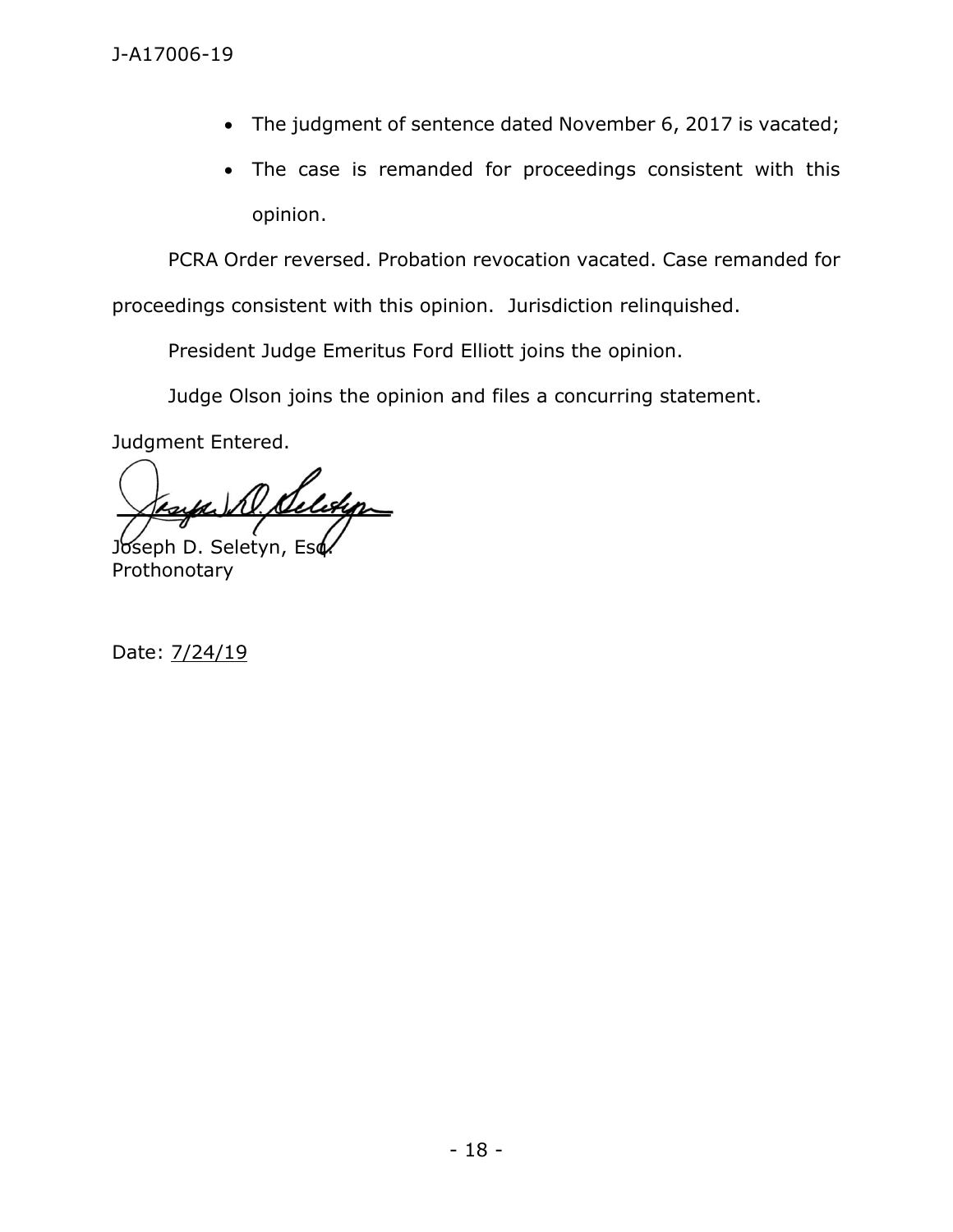- The judgment of sentence dated November 6, 2017 is vacated;
- The case is remanded for proceedings consistent with this opinion.

PCRA Order reversed. Probation revocation vacated. Case remanded for proceedings consistent with this opinion. Jurisdiction relinquished.

President Judge Emeritus Ford Elliott joins the opinion.

Judge Olson joins the opinion and files a concurring statement.

Judgment Entered.

Joseph D. Seletyn, Esq.
Prothonotary

Date: 7/24/19